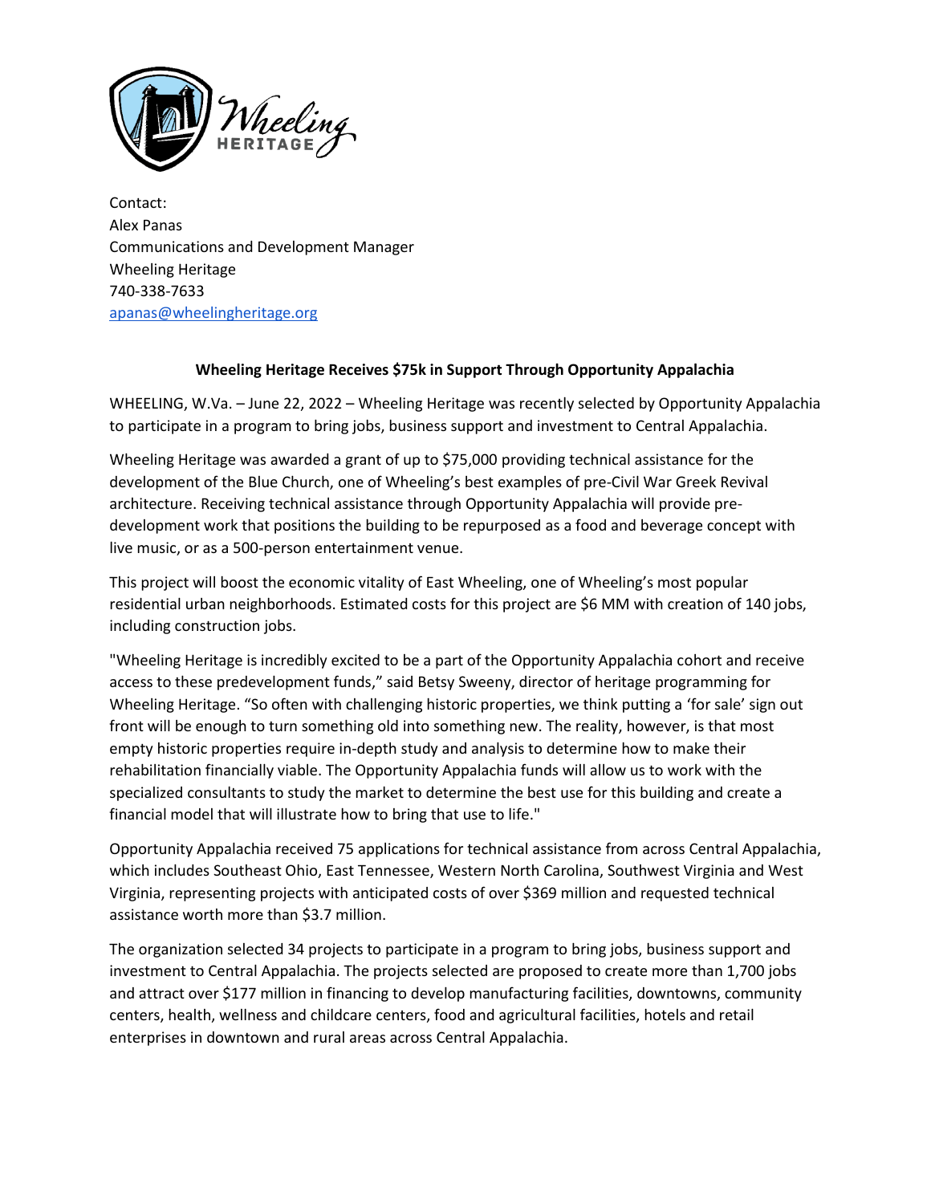Contact:
Alex Panas
Communications and Development Manager
Wheeling Heritage
740-338-7633
apanas@wheelingheritage.org

**Wheeling Heritage Receives $75k in Support Through Opportunity Appalachia**

WHEELING, W.Va. – June 22, 2022 – Wheeling Heritage was recently selected by Opportunity Appalachia to participate in a program to bring jobs, business support and investment to Central Appalachia.

Wheeling Heritage was awarded a grant of up to $75,000 providing technical assistance for the development of the Blue Church, one of Wheeling's best examples of pre-Civil War Greek Revival architecture. Receiving technical assistance through Opportunity Appalachia will provide pre-development work that positions the building to be repurposed as a food and beverage concept with live music, or as a 500-person entertainment venue.

This project will boost the economic vitality of East Wheeling, one of Wheeling's most popular residential urban neighborhoods. Estimated costs for this project are $6 MM with creation of 140 jobs, including construction jobs.

"Wheeling Heritage is incredibly excited to be a part of the Opportunity Appalachia cohort and receive access to these predevelopment funds," said Betsy Sweeny, director of heritage programming for Wheeling Heritage. "So often with challenging historic properties, we think putting a 'for sale' sign out front will be enough to turn something old into something new. The reality, however, is that most empty historic properties require in-depth study and analysis to determine how to make their rehabilitation financially viable. The Opportunity Appalachia funds will allow us to work with the specialized consultants to study the market to determine the best use for this building and create a financial model that will illustrate how to bring that use to life."

Opportunity Appalachia received 75 applications for technical assistance from across Central Appalachia, which includes Southeast Ohio, East Tennessee, Western North Carolina, Southwest Virginia and West Virginia, representing projects with anticipated costs of over $369 million and requested technical assistance worth more than $3.7 million.

The organization selected 34 projects to participate in a program to bring jobs, business support and investment to Central Appalachia. The projects selected are proposed to create more than 1,700 jobs and attract over $177 million in financing to develop manufacturing facilities, downtowns, community centers, health, wellness and childcare centers, food and agricultural facilities, hotels and retail enterprises in downtown and rural areas across Central Appalachia.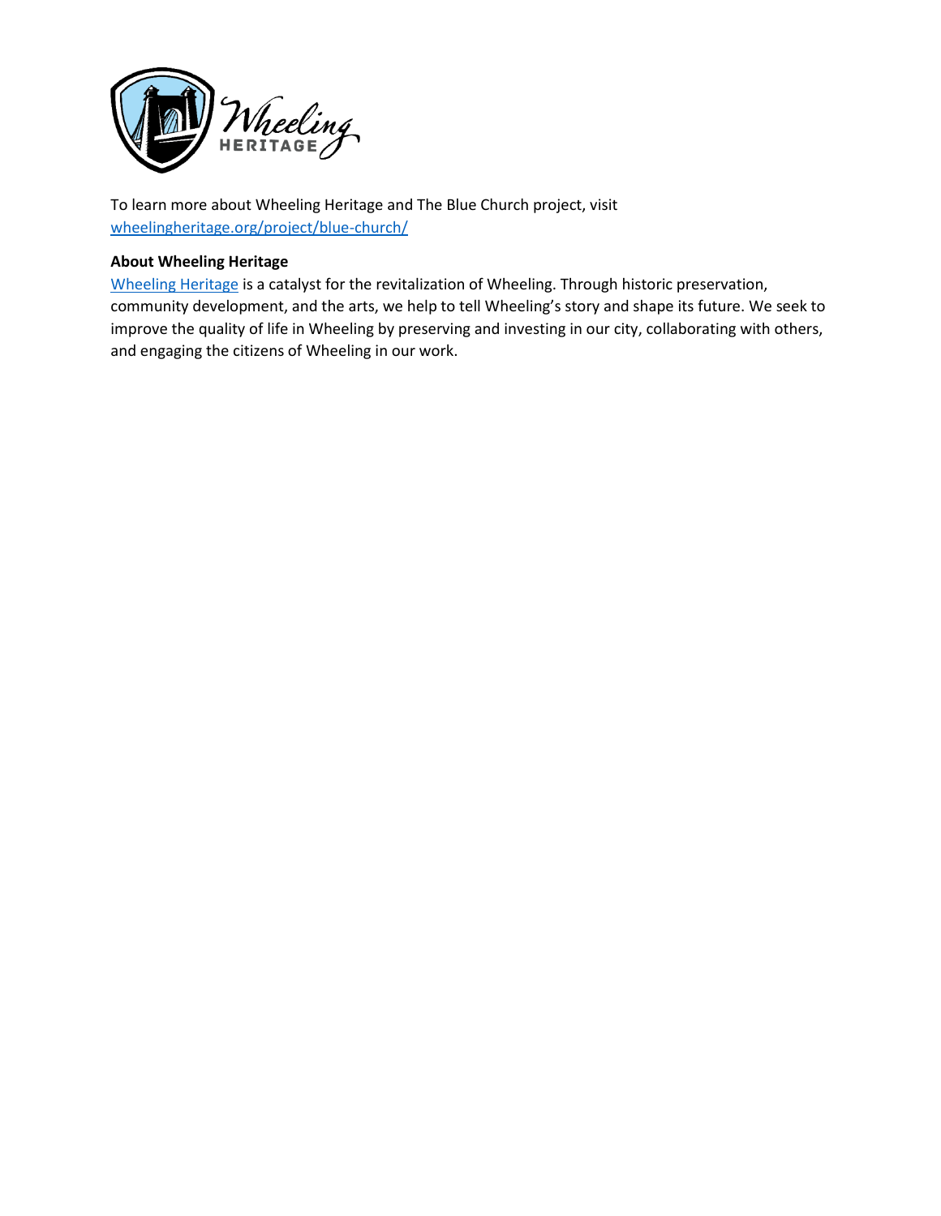To learn more about Wheeling Heritage and The Blue Church project, visit [wheelingheritage.org/project/blue-church/](wheelingheritage.org/project/blue-church/)

**About Wheeling Heritage**

[Wheeling Heritage](Wheeling Heritage) is a catalyst for the revitalization of Wheeling. Through historic preservation, community development, and the arts, we help to tell Wheeling's story and shape its future. We seek to improve the quality of life in Wheeling by preserving and investing in our city, collaborating with others, and engaging the citizens of Wheeling in our work.